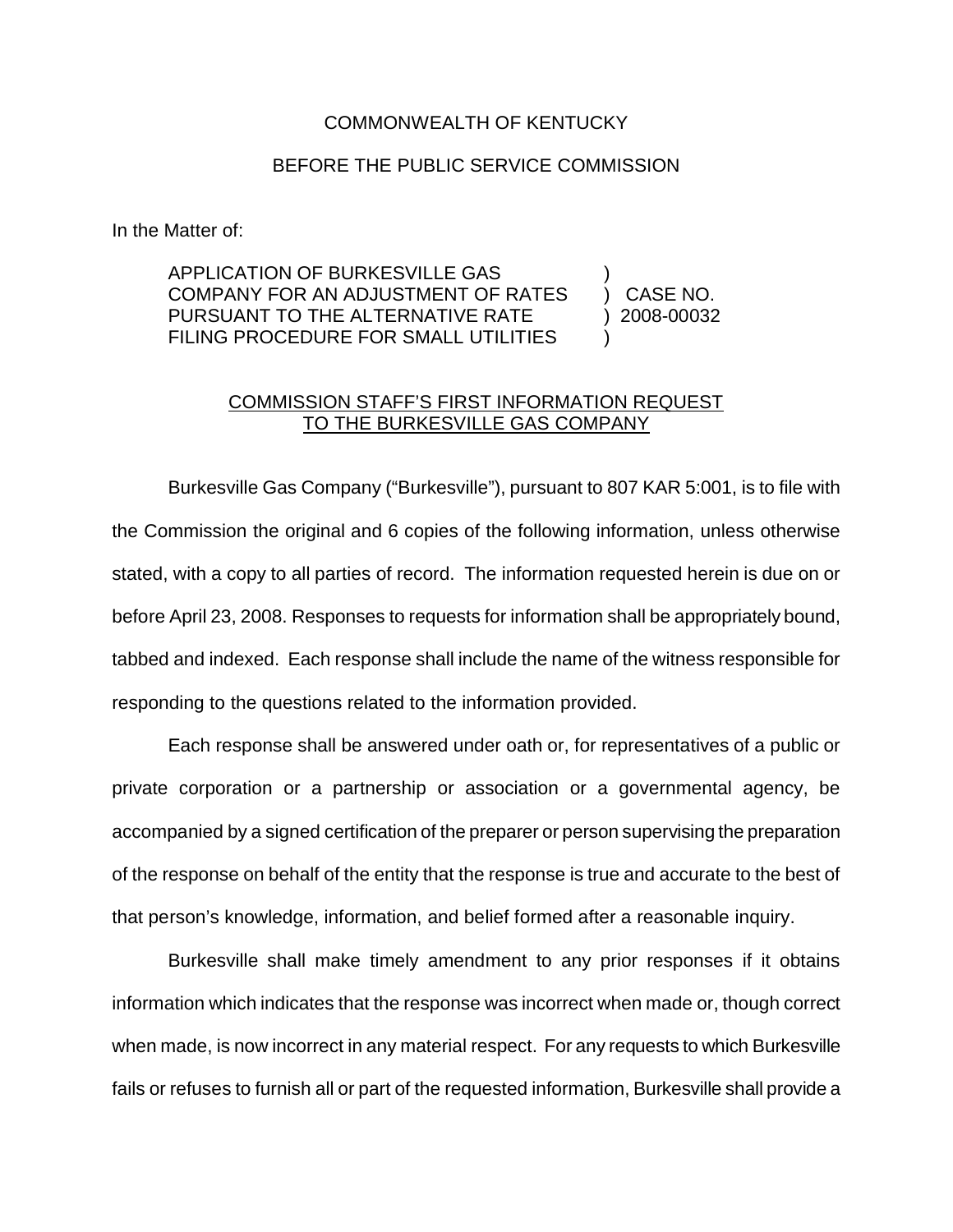COMMONWEALTH OF KENTUCKY

BEFORE THE PUBLIC SERVICE COMMISSION

In the Matter of:

| | | |
|---|---|---|
| APPLICATION OF BURKESVILLE GAS COMPANY FOR AN ADJUSTMENT OF RATES PURSUANT TO THE ALTERNATIVE RATE FILING PROCEDURE FOR SMALL UTILITIES | ) | CASE NO. 2008-00032 |

COMMISSION STAFF'S FIRST INFORMATION REQUEST TO THE BURKESVILLE GAS COMPANY

Burkesville Gas Company ("Burkesville"), pursuant to 807 KAR 5:001, is to file with the Commission the original and 6 copies of the following information, unless otherwise stated, with a copy to all parties of record. The information requested herein is due on or before April 23, 2008. Responses to requests for information shall be appropriately bound, tabbed and indexed. Each response shall include the name of the witness responsible for responding to the questions related to the information provided.

Each response shall be answered under oath or, for representatives of a public or private corporation or a partnership or association or a governmental agency, be accompanied by a signed certification of the preparer or person supervising the preparation of the response on behalf of the entity that the response is true and accurate to the best of that person's knowledge, information, and belief formed after a reasonable inquiry.

Burkesville shall make timely amendment to any prior responses if it obtains information which indicates that the response was incorrect when made or, though correct when made, is now incorrect in any material respect. For any requests to which Burkesville fails or refuses to furnish all or part of the requested information, Burkesville shall provide a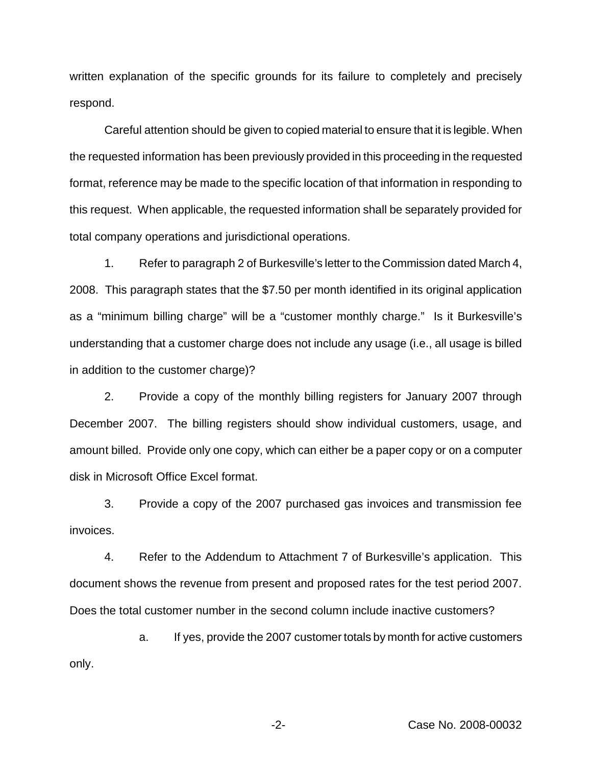written explanation of the specific grounds for its failure to completely and precisely respond.

Careful attention should be given to copied material to ensure that it is legible. When the requested information has been previously provided in this proceeding in the requested format, reference may be made to the specific location of that information in responding to this request. When applicable, the requested information shall be separately provided for total company operations and jurisdictional operations.

1. Refer to paragraph 2 of Burkesville's letter to the Commission dated March 4, 2008. This paragraph states that the $7.50 per month identified in its original application as a "minimum billing charge" will be a "customer monthly charge." Is it Burkesville's understanding that a customer charge does not include any usage (i.e., all usage is billed in addition to the customer charge)?

2. Provide a copy of the monthly billing registers for January 2007 through December 2007. The billing registers should show individual customers, usage, and amount billed. Provide only one copy, which can either be a paper copy or on a computer disk in Microsoft Office Excel format.

3. Provide a copy of the 2007 purchased gas invoices and transmission fee invoices.

4. Refer to the Addendum to Attachment 7 of Burkesville's application. This document shows the revenue from present and proposed rates for the test period 2007. Does the total customer number in the second column include inactive customers?

   a. If yes, provide the 2007 customer totals by month for active customers only.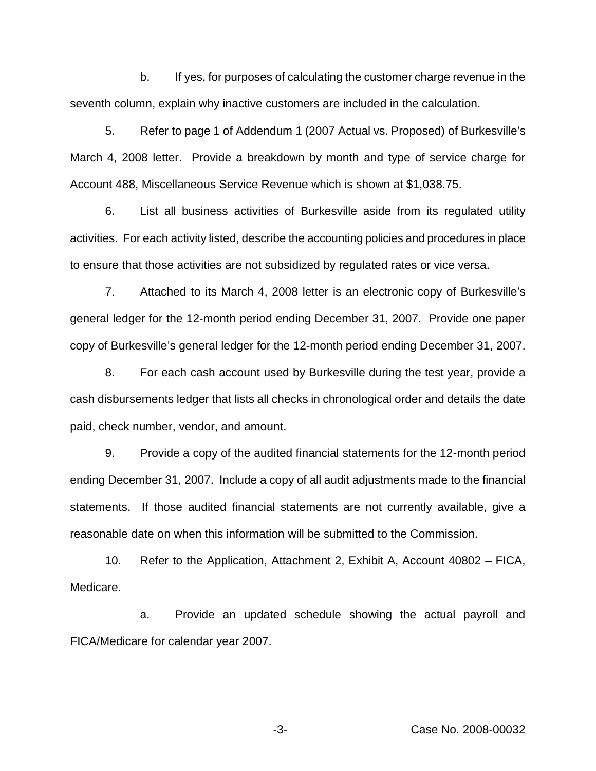b. If yes, for purposes of calculating the customer charge revenue in the seventh column, explain why inactive customers are included in the calculation.

5. Refer to page 1 of Addendum 1 (2007 Actual vs. Proposed) of Burkesville's March 4, 2008 letter. Provide a breakdown by month and type of service charge for Account 488, Miscellaneous Service Revenue which is shown at $1,038.75.

6. List all business activities of Burkesville aside from its regulated utility activities. For each activity listed, describe the accounting policies and procedures in place to ensure that those activities are not subsidized by regulated rates or vice versa.

7. Attached to its March 4, 2008 letter is an electronic copy of Burkesville's general ledger for the 12-month period ending December 31, 2007. Provide one paper copy of Burkesville's general ledger for the 12-month period ending December 31, 2007.

8. For each cash account used by Burkesville during the test year, provide a cash disbursements ledger that lists all checks in chronological order and details the date paid, check number, vendor, and amount.

9. Provide a copy of the audited financial statements for the 12-month period ending December 31, 2007. Include a copy of all audit adjustments made to the financial statements. If those audited financial statements are not currently available, give a reasonable date on when this information will be submitted to the Commission.

10. Refer to the Application, Attachment 2, Exhibit A, Account 40802 – FICA, Medicare.

a. Provide an updated schedule showing the actual payroll and FICA/Medicare for calendar year 2007.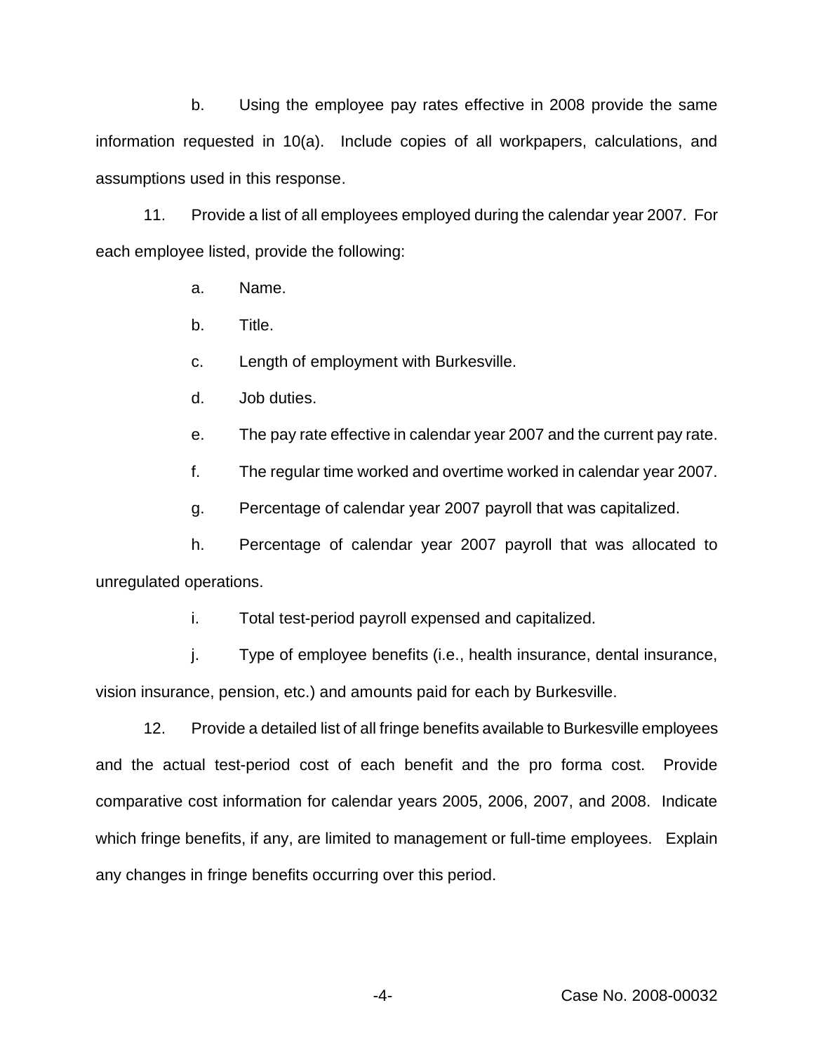b. Using the employee pay rates effective in 2008 provide the same information requested in 10(a). Include copies of all workpapers, calculations, and assumptions used in this response.

11. Provide a list of all employees employed during the calendar year 2007. For each employee listed, provide the following:

a. Name.

b. Title.

c. Length of employment with Burkesville.

d. Job duties.

e. The pay rate effective in calendar year 2007 and the current pay rate.

f. The regular time worked and overtime worked in calendar year 2007.

g. Percentage of calendar year 2007 payroll that was capitalized.

h. Percentage of calendar year 2007 payroll that was allocated to unregulated operations.

i. Total test-period payroll expensed and capitalized.

j. Type of employee benefits (i.e., health insurance, dental insurance, vision insurance, pension, etc.) and amounts paid for each by Burkesville.

12. Provide a detailed list of all fringe benefits available to Burkesville employees and the actual test-period cost of each benefit and the pro forma cost. Provide comparative cost information for calendar years 2005, 2006, 2007, and 2008. Indicate which fringe benefits, if any, are limited to management or full-time employees. Explain any changes in fringe benefits occurring over this period.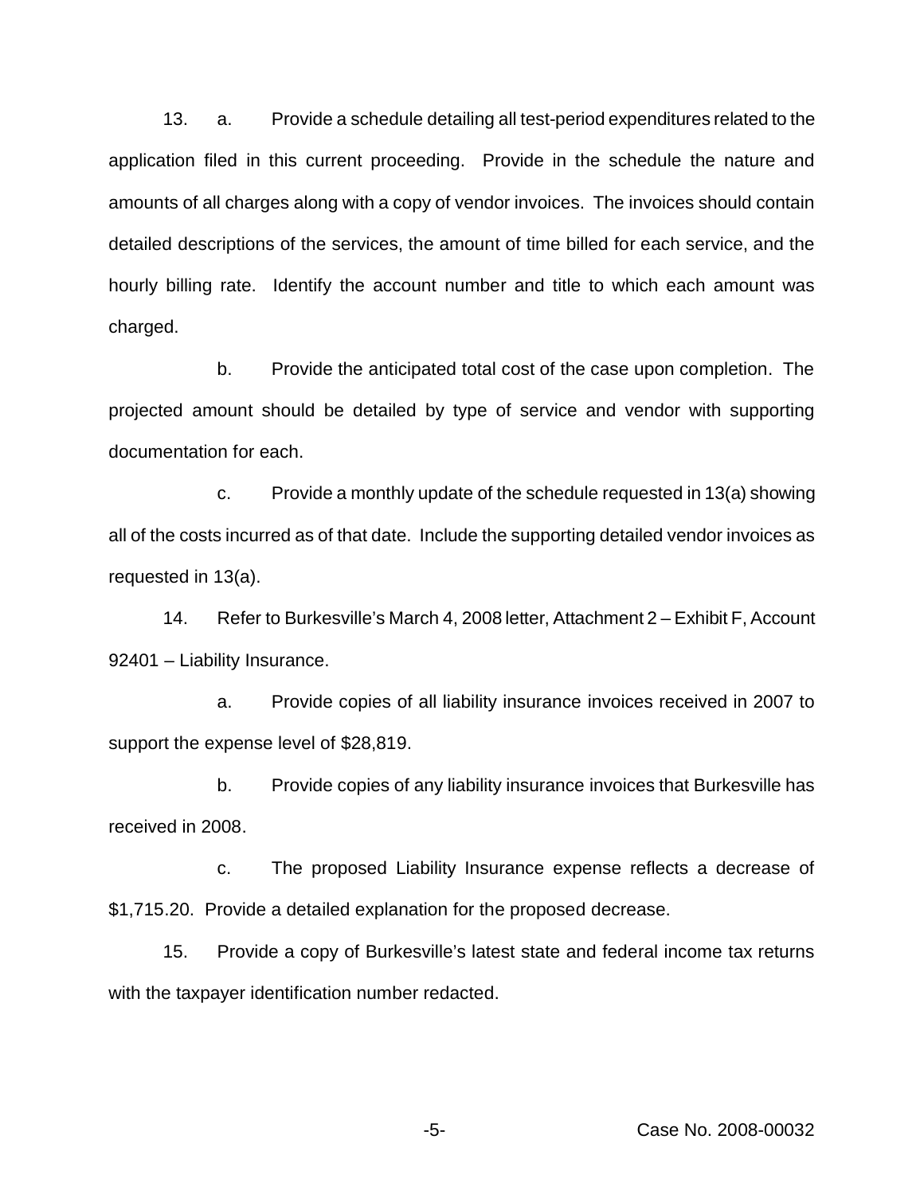13. a. Provide a schedule detailing all test-period expenditures related to the application filed in this current proceeding. Provide in the schedule the nature and amounts of all charges along with a copy of vendor invoices. The invoices should contain detailed descriptions of the services, the amount of time billed for each service, and the hourly billing rate. Identify the account number and title to which each amount was charged.

b. Provide the anticipated total cost of the case upon completion. The projected amount should be detailed by type of service and vendor with supporting documentation for each.

c. Provide a monthly update of the schedule requested in 13(a) showing all of the costs incurred as of that date. Include the supporting detailed vendor invoices as requested in 13(a).

14. Refer to Burkesville's March 4, 2008 letter, Attachment 2 – Exhibit F, Account 92401 – Liability Insurance.

a. Provide copies of all liability insurance invoices received in 2007 to support the expense level of $28,819.

b. Provide copies of any liability insurance invoices that Burkesville has received in 2008.

c. The proposed Liability Insurance expense reflects a decrease of $1,715.20. Provide a detailed explanation for the proposed decrease.

15. Provide a copy of Burkesville's latest state and federal income tax returns with the taxpayer identification number redacted.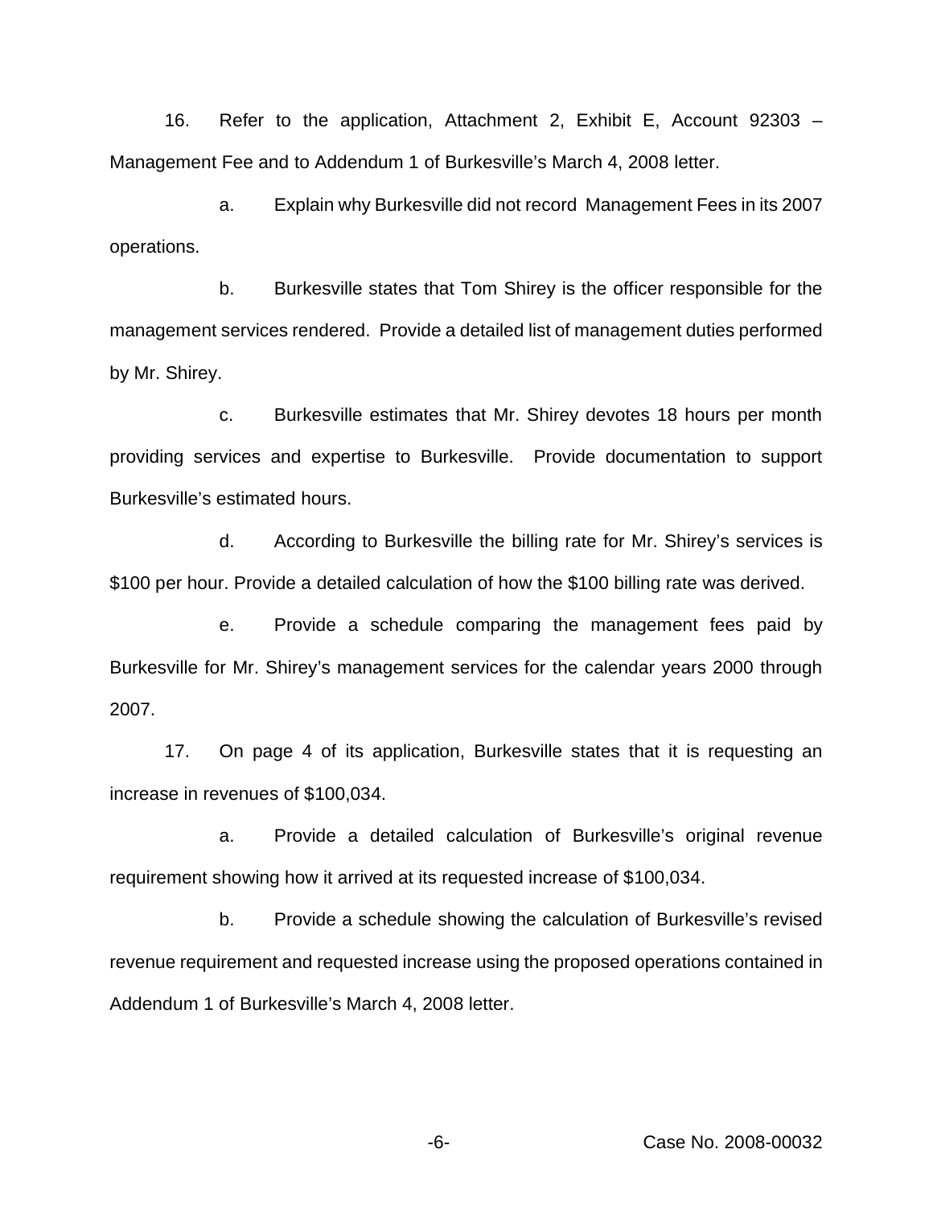16. Refer to the application, Attachment 2, Exhibit E, Account 92303 – Management Fee and to Addendum 1 of Burkesville's March 4, 2008 letter.

a. Explain why Burkesville did not record Management Fees in its 2007 operations.

b. Burkesville states that Tom Shirey is the officer responsible for the management services rendered. Provide a detailed list of management duties performed by Mr. Shirey.

c. Burkesville estimates that Mr. Shirey devotes 18 hours per month providing services and expertise to Burkesville. Provide documentation to support Burkesville's estimated hours.

d. According to Burkesville the billing rate for Mr. Shirey's services is $100 per hour. Provide a detailed calculation of how the $100 billing rate was derived.

e. Provide a schedule comparing the management fees paid by Burkesville for Mr. Shirey's management services for the calendar years 2000 through 2007.

17. On page 4 of its application, Burkesville states that it is requesting an increase in revenues of $100,034.

a. Provide a detailed calculation of Burkesville's original revenue requirement showing how it arrived at its requested increase of $100,034.

b. Provide a schedule showing the calculation of Burkesville's revised revenue requirement and requested increase using the proposed operations contained in Addendum 1 of Burkesville's March 4, 2008 letter.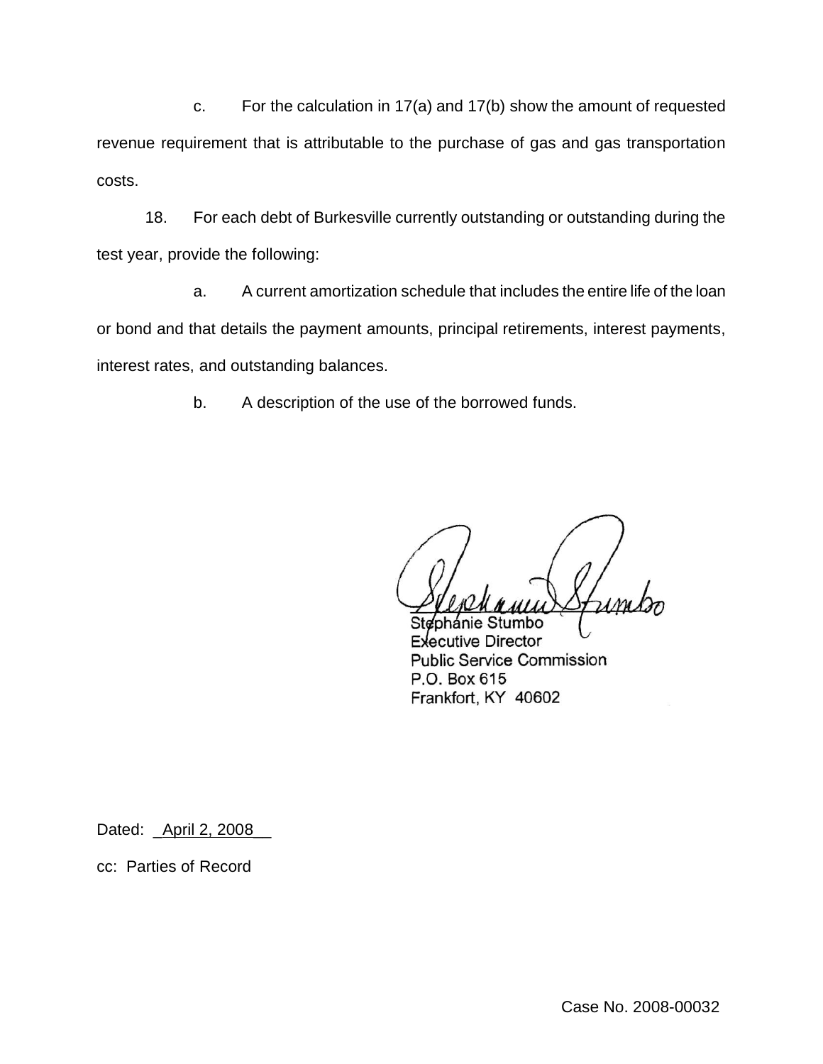c. For the calculation in 17(a) and 17(b) show the amount of requested revenue requirement that is attributable to the purchase of gas and gas transportation costs.

18. For each debt of Burkesville currently outstanding or outstanding during the test year, provide the following:

a. A current amortization schedule that includes the entire life of the loan or bond and that details the payment amounts, principal retirements, interest payments, interest rates, and outstanding balances.

b. A description of the use of the borrowed funds.

Stephanie Stumbo
Executive Director
Public Service Commission
P.O. Box 615
Frankfort, KY 40602

Dated: April 2, 2008

cc: Parties of Record

Case No. 2008-00032